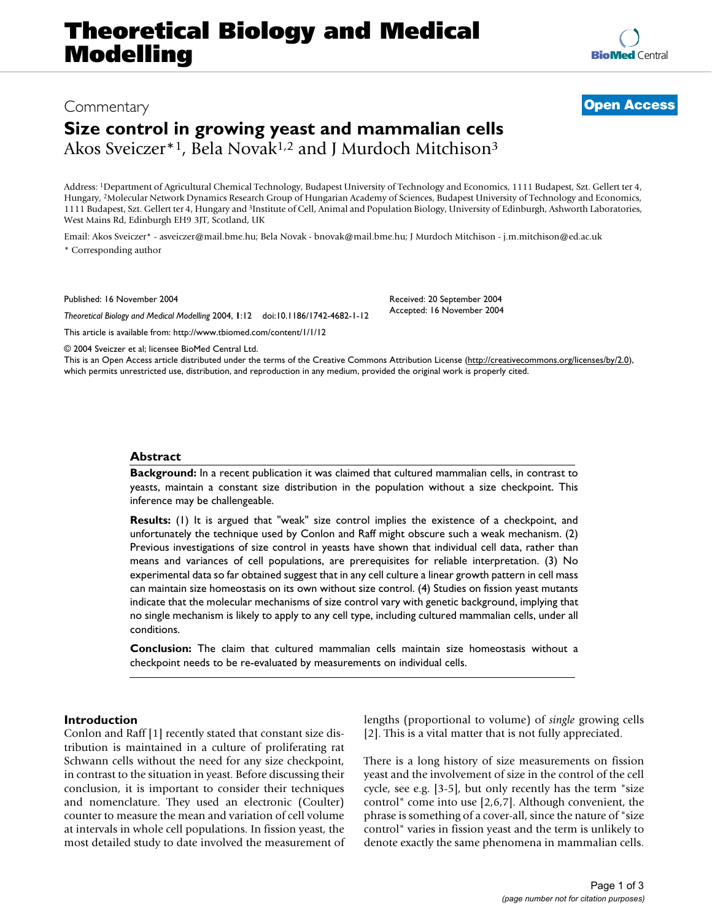Commentary

**Open Access**

# Size control in growing yeast and mammalian cells

Akos Sveiczer*[1], Bela Novak[1,2] and J Murdoch Mitchison[3]

Address: [1]Department of Agricultural Chemical Technology, Budapest University of Technology and Economics, 1111 Budapest, Szt. Gellert ter 4, Hungary, [2]Molecular Network Dynamics Research Group of Hungarian Academy of Sciences, Budapest University of Technology and Economics, 1111 Budapest, Szt. Gellert ter 4, Hungary and [3]Institute of Cell, Animal and Population Biology, University of Edinburgh, Ashworth Laboratories, West Mains Rd, Edinburgh EH9 3JT, Scotland, UK

Email: Akos Sveiczer* - asveiczer@mail.bme.hu; Bela Novak - bnovak@mail.bme.hu; J Murdoch Mitchison - j.m.mitchison@ed.ac.uk

* Corresponding author

Published: 16 November 2004

*Theoretical Biology and Medical Modelling* 2004, **1**:12 doi:10.1186/1742-4682-1-12

Received: 20 September 2004
Accepted: 16 November 2004

This article is available from: http://www.tbiomed.com/content/1/1/12

© 2004 Sveiczer et al; licensee BioMed Central Ltd.
This is an Open Access article distributed under the terms of the Creative Commons Attribution License (http://creativecommons.org/licenses/by/2.0), which permits unrestricted use, distribution, and reproduction in any medium, provided the original work is properly cited.

## Abstract

**Background:** In a recent publication it was claimed that cultured mammalian cells, in contrast to yeasts, maintain a constant size distribution in the population without a size checkpoint. This inference may be challengeable.

**Results:** (1) It is argued that "weak" size control implies the existence of a checkpoint, and unfortunately the technique used by Conlon and Raff might obscure such a weak mechanism. (2) Previous investigations of size control in yeasts have shown that individual cell data, rather than means and variances of cell populations, are prerequisites for reliable interpretation. (3) No experimental data so far obtained suggest that in any cell culture a linear growth pattern in cell mass can maintain size homeostasis on its own without size control. (4) Studies on fission yeast mutants indicate that the molecular mechanisms of size control vary with genetic background, implying that no single mechanism is likely to apply to any cell type, including cultured mammalian cells, under all conditions.

**Conclusion:** The claim that cultured mammalian cells maintain size homeostasis without a checkpoint needs to be re-evaluated by measurements on individual cells.

## Introduction

Conlon and Raff [1] recently stated that constant size distribution is maintained in a culture of proliferating rat Schwann cells without the need for any size checkpoint, in contrast to the situation in yeast. Before discussing their conclusion, it is important to consider their techniques and nomenclature. They used an electronic (Coulter) counter to measure the mean and variation of cell volume at intervals in whole cell populations. In fission yeast, the most detailed study to date involved the measurement of lengths (proportional to volume) of *single* growing cells [2]. This is a vital matter that is not fully appreciated.

There is a long history of size measurements on fission yeast and the involvement of size in the control of the cell cycle, see e.g. [3-5], but only recently has the term "size control" come into use [2,6,7]. Although convenient, the phrase is something of a cover-all, since the nature of "size control" varies in fission yeast and the term is unlikely to denote exactly the same phenomena in mammalian cells.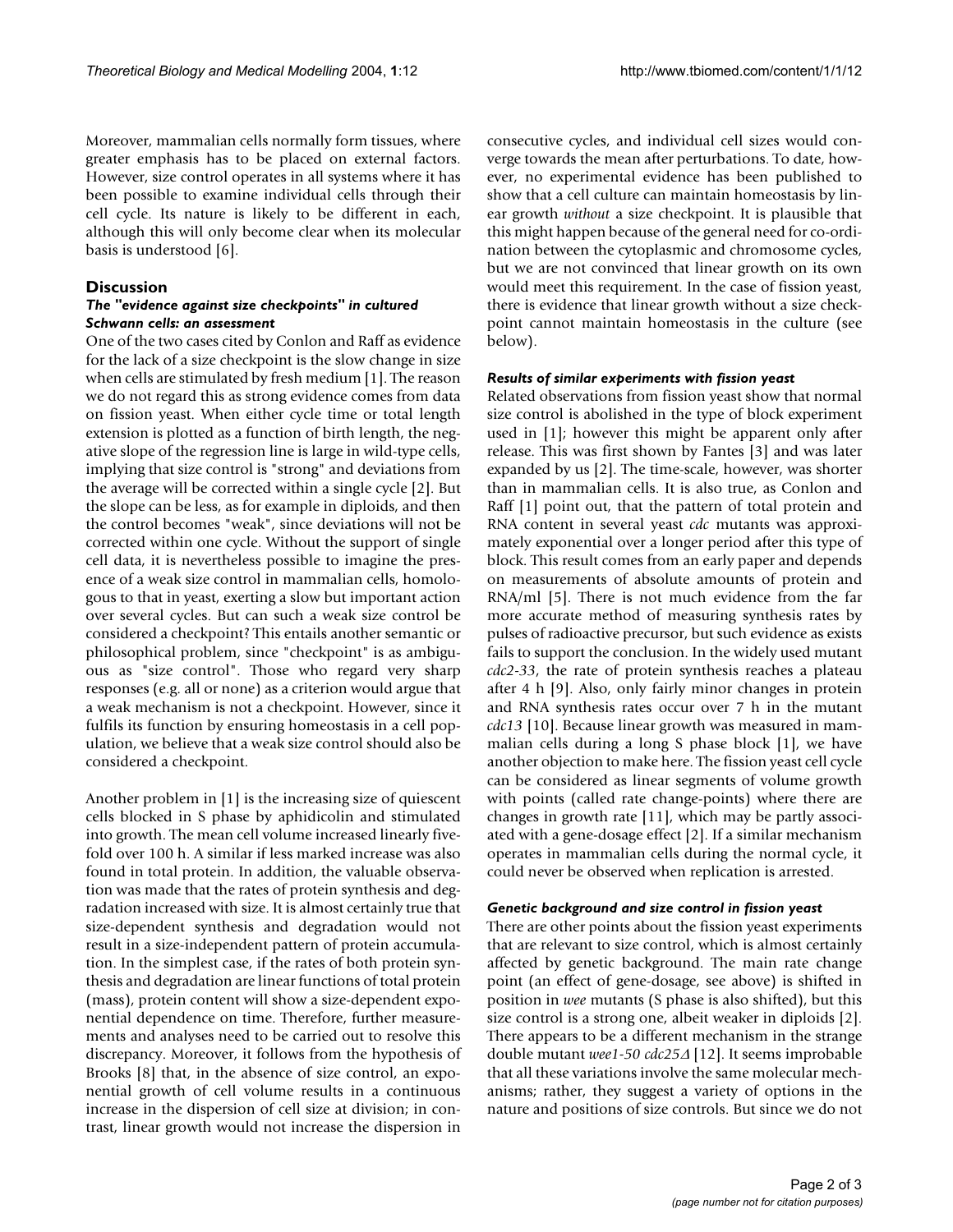Moreover, mammalian cells normally form tissues, where greater emphasis has to be placed on external factors. However, size control operates in all systems where it has been possible to examine individual cells through their cell cycle. Its nature is likely to be different in each, although this will only become clear when its molecular basis is understood [6].

## Discussion

### *The "evidence against size checkpoints" in cultured Schwann cells: an assessment*

One of the two cases cited by Conlon and Raff as evidence for the lack of a size checkpoint is the slow change in size when cells are stimulated by fresh medium [1]. The reason we do not regard this as strong evidence comes from data on fission yeast. When either cycle time or total length extension is plotted as a function of birth length, the negative slope of the regression line is large in wild-type cells, implying that size control is "strong" and deviations from the average will be corrected within a single cycle [2]. But the slope can be less, as for example in diploids, and then the control becomes "weak", since deviations will not be corrected within one cycle. Without the support of single cell data, it is nevertheless possible to imagine the presence of a weak size control in mammalian cells, homologous to that in yeast, exerting a slow but important action over several cycles. But can such a weak size control be considered a checkpoint? This entails another semantic or philosophical problem, since "checkpoint" is as ambiguous as "size control". Those who regard very sharp responses (e.g. all or none) as a criterion would argue that a weak mechanism is not a checkpoint. However, since it fulfils its function by ensuring homeostasis in a cell population, we believe that a weak size control should also be considered a checkpoint.

Another problem in [1] is the increasing size of quiescent cells blocked in S phase by aphidicolin and stimulated into growth. The mean cell volume increased linearly five-fold over 100 h. A similar if less marked increase was also found in total protein. In addition, the valuable observation was made that the rates of protein synthesis and degradation increased with size. It is almost certainly true that size-dependent synthesis and degradation would not result in a size-independent pattern of protein accumulation. In the simplest case, if the rates of both protein synthesis and degradation are linear functions of total protein (mass), protein content will show a size-dependent exponential dependence on time. Therefore, further measurements and analyses need to be carried out to resolve this discrepancy. Moreover, it follows from the hypothesis of Brooks [8] that, in the absence of size control, an exponential growth of cell volume results in a continuous increase in the dispersion of cell size at division; in contrast, linear growth would not increase the dispersion in consecutive cycles, and individual cell sizes would converge towards the mean after perturbations. To date, however, no experimental evidence has been published to show that a cell culture can maintain homeostasis by linear growth *without* a size checkpoint. It is plausible that this might happen because of the general need for co-ordination between the cytoplasmic and chromosome cycles, but we are not convinced that linear growth on its own would meet this requirement. In the case of fission yeast, there is evidence that linear growth without a size checkpoint cannot maintain homeostasis in the culture (see below).

### *Results of similar experiments with fission yeast*

Related observations from fission yeast show that normal size control is abolished in the type of block experiment used in [1]; however this might be apparent only after release. This was first shown by Fantes [3] and was later expanded by us [2]. The time-scale, however, was shorter than in mammalian cells. It is also true, as Conlon and Raff [1] point out, that the pattern of total protein and RNA content in several yeast *cdc* mutants was approximately exponential over a longer period after this type of block. This result comes from an early paper and depends on measurements of absolute amounts of protein and RNA/ml [5]. There is not much evidence from the far more accurate method of measuring synthesis rates by pulses of radioactive precursor, but such evidence as exists fails to support the conclusion. In the widely used mutant *cdc2-33*, the rate of protein synthesis reaches a plateau after 4 h [9]. Also, only fairly minor changes in protein and RNA synthesis rates occur over 7 h in the mutant *cdc13* [10]. Because linear growth was measured in mammalian cells during a long S phase block [1], we have another objection to make here. The fission yeast cell cycle can be considered as linear segments of volume growth with points (called rate change-points) where there are changes in growth rate [11], which may be partly associated with a gene-dosage effect [2]. If a similar mechanism operates in mammalian cells during the normal cycle, it could never be observed when replication is arrested.

### *Genetic background and size control in fission yeast*

There are other points about the fission yeast experiments that are relevant to size control, which is almost certainly affected by genetic background. The main rate change point (an effect of gene-dosage, see above) is shifted in position in *wee* mutants (S phase is also shifted), but this size control is a strong one, albeit weaker in diploids [2]. There appears to be a different mechanism in the strange double mutant *wee1-50 cdc25Δ* [12]. It seems improbable that all these variations involve the same molecular mechanisms; rather, they suggest a variety of options in the nature and positions of size controls. But since we do not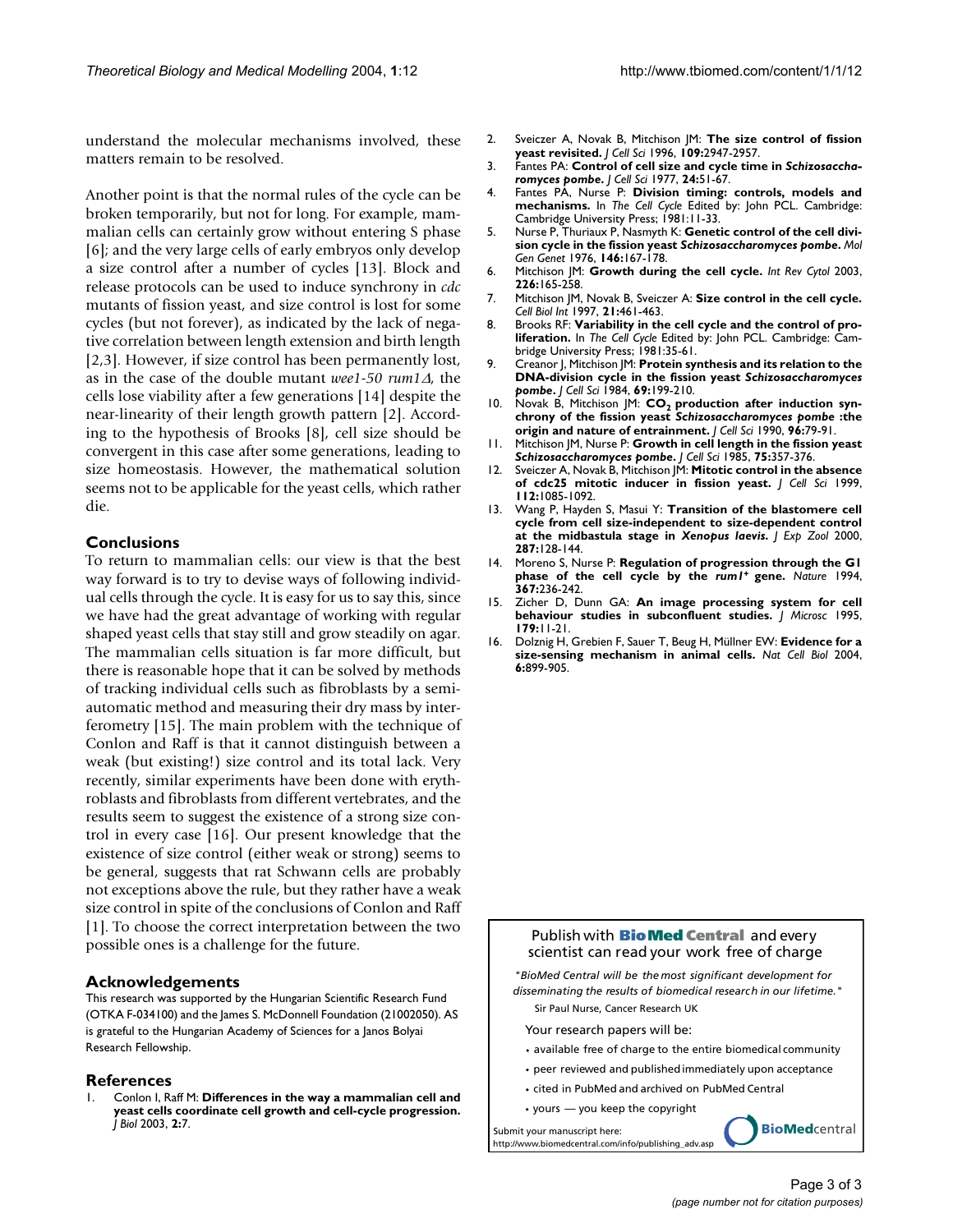understand the molecular mechanisms involved, these matters remain to be resolved.

Another point is that the normal rules of the cycle can be broken temporarily, but not for long. For example, mammalian cells can certainly grow without entering S phase [6]; and the very large cells of early embryos only develop a size control after a number of cycles [13]. Block and release protocols can be used to induce synchrony in *cdc* mutants of fission yeast, and size control is lost for some cycles (but not forever), as indicated by the lack of negative correlation between length extension and birth length [2,3]. However, if size control has been permanently lost, as in the case of the double mutant *wee1-50 rum1Δ*, the cells lose viability after a few generations [14] despite the near-linearity of their length growth pattern [2]. According to the hypothesis of Brooks [8], cell size should be convergent in this case after some generations, leading to size homeostasis. However, the mathematical solution seems not to be applicable for the yeast cells, which rather die.

## Conclusions

To return to mammalian cells: our view is that the best way forward is to try to devise ways of following individual cells through the cycle. It is easy for us to say this, since we have had the great advantage of working with regular shaped yeast cells that stay still and grow steadily on agar. The mammalian cells situation is far more difficult, but there is reasonable hope that it can be solved by methods of tracking individual cells such as fibroblasts by a semi-automatic method and measuring their dry mass by interferometry [15]. The main problem with the technique of Conlon and Raff is that it cannot distinguish between a weak (but existing!) size control and its total lack. Very recently, similar experiments have been done with erythroblasts and fibroblasts from different vertebrates, and the results seem to suggest the existence of a strong size control in every case [16]. Our present knowledge that the existence of size control (either weak or strong) seems to be general, suggests that rat Schwann cells are probably not exceptions above the rule, but they rather have a weak size control in spite of the conclusions of Conlon and Raff [1]. To choose the correct interpretation between the two possible ones is a challenge for the future.

## Acknowledgements

This research was supported by the Hungarian Scientific Research Fund (OTKA F-034100) and the James S. McDonnell Foundation (21002050). AS is grateful to the Hungarian Academy of Sciences for a Janos Bolyai Research Fellowship.

## References

1. Conlon I, Raff M: **Differences in the way a mammalian cell and yeast cells coordinate cell growth and cell-cycle progression.** *J Biol* 2003, **2:**7.
2. Sveiczer A, Novak B, Mitchison JM: **The size control of fission yeast revisited.** *J Cell Sci* 1996, **109:**2947-2957.
3. Fantes PA: **Control of cell size and cycle time in *Schizosaccharomyces pombe*.** *J Cell Sci* 1977, **24:**51-67.
4. Fantes PA, Nurse P: **Division timing: controls, models and mechanisms.** In *The Cell Cycle* Edited by: John PCL. Cambridge: Cambridge University Press; 1981:11-33.
5. Nurse P, Thuriaux P, Nasmyth K: **Genetic control of the cell division cycle in the fission yeast *Schizosaccharomyces pombe*.** *Mol Gen Genet* 1976, **146:**167-178.
6. Mitchison JM: **Growth during the cell cycle.** *Int Rev Cytol* 2003, **226:**165-258.
7. Mitchison JM, Novak B, Sveiczer A: **Size control in the cell cycle.** *Cell Biol Int* 1997, **21:**461-463.
8. Brooks RF: **Variability in the cell cycle and the control of proliferation.** In *The Cell Cycle* Edited by: John PCL. Cambridge: Cambridge University Press; 1981:35-61.
9. Creanor J, Mitchison JM: **Protein synthesis and its relation to the DNA-division cycle in the fission yeast *Schizosaccharomyces pombe*.** *J Cell Sci* 1984, **69:**199-210.
10. Novak B, Mitchison JM: **$CO_2$ production after induction synchrony of the fission yeast *Schizosaccharomyces pombe* :the origin and nature of entrainment.** *J Cell Sci* 1990, **96:**79-91.
11. Mitchison JM, Nurse P: **Growth in cell length in the fission yeast *Schizosaccharomyces pombe*.** *J Cell Sci* 1985, **75:**357-376.
12. Sveiczer A, Novak B, Mitchison JM: **Mitotic control in the absence of cdc25 mitotic inducer in fission yeast.** *J Cell Sci* 1999, **112:**1085-1092.
13. Wang P, Hayden S, Masui Y: **Transition of the blastomere cell cycle from cell size-independent to size-dependent control at the midbastula stage in *Xenopus laevis*.** *J Exp Zool* 2000, **287:**128-144.
14. Moreno S, Nurse P: **Regulation of progression through the G1 phase of the cell cycle by the *rum1*+ gene.** *Nature* 1994, **367:**236-242.
15. Zicher D, Dunn GA: **An image processing system for cell behaviour studies in subconfluent studies.** *J Microsc* 1995, **179:**11-21.
16. Dolznig H, Grebien F, Sauer T, Beug H, Müllner EW: **Evidence for a size-sensing mechanism in animal cells.** *Nat Cell Biol* 2004, **6:**899-905.

Publish with **BioMed Central** and every scientist can read your work free of charge

*"BioMed Central will be the most significant development for disseminating the results of biomedical research in our lifetime."*
Sir Paul Nurse, Cancer Research UK

Your research papers will be:

- available free of charge to the entire biomedical community
- peer reviewed and published immediately upon acceptance
- cited in PubMed and archived on PubMed Central
- yours — you keep the copyright

Submit your manuscript here:
http://www.biomedcentral.com/info/publishing_adv.asp

BioMedcentral